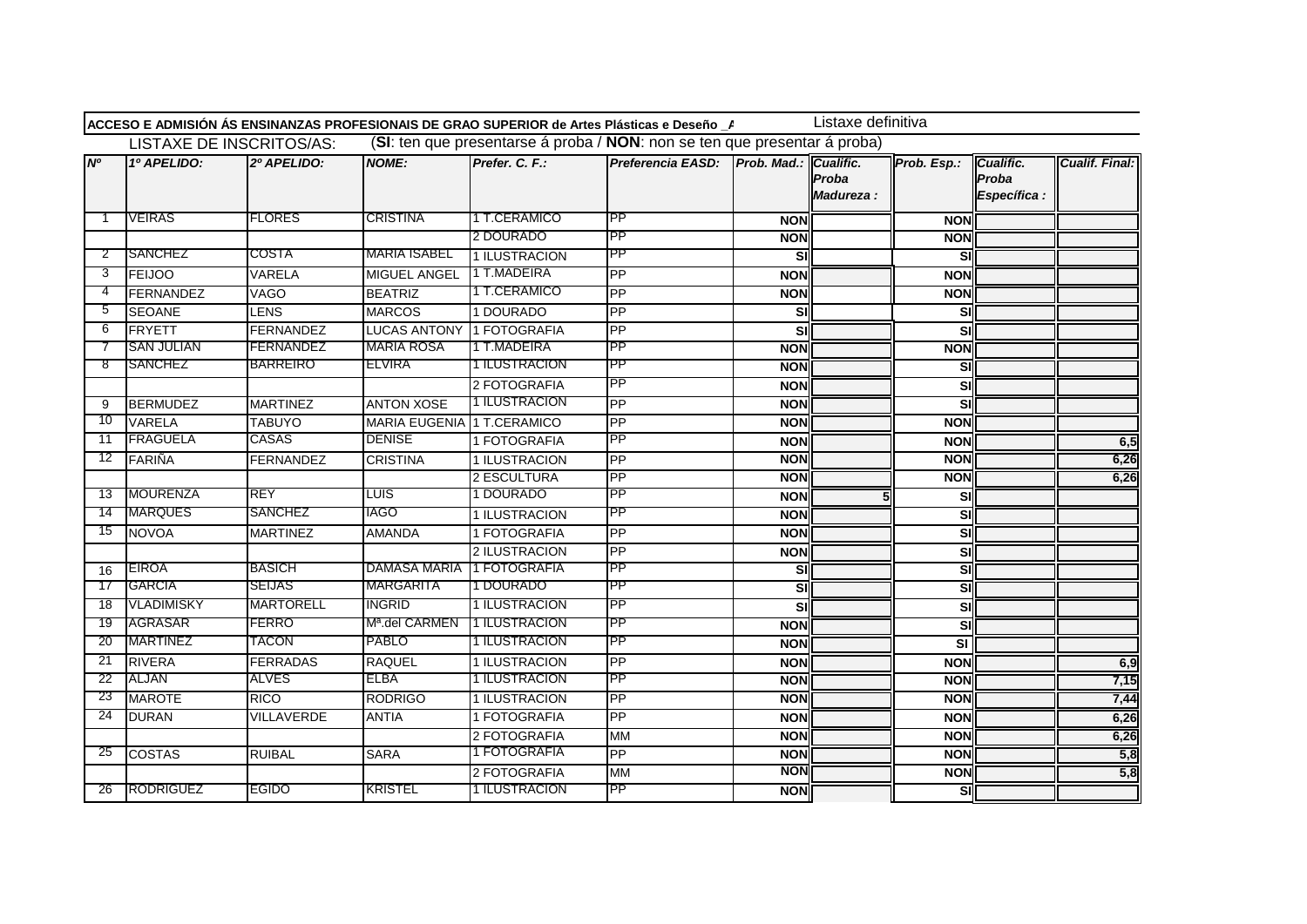**ACCESO E ADMISIÓN ÁS ENSINANZAS PROFESIONAIS DE GRAO SUPERIOR de Artes Plásticas e Deseño _A** Listaxe definitiva

LISTAXE DE INSCRITOS/AS: (**SI**: ten que presentarse á proba / **NON**: non se ten que presentar á proba)

| Nº | 1º APELIDO: | 2º APELIDO: | NOME: | Prefer. C. F.: | Preferencia EASD: | Prob. Mad.: | Cualific. Proba Madureza : | Prob. Esp.: | Cualific. Proba Específica : | Cualif. Final: |
|---|---|---|---|---|---|---|---|---|---|---|
| 1 | VEIRAS | FLORES | CRISTINA | 1 T.CERAMICO | PP | NON | | NON | | |
| | | | | 2 DOURADO | PP | NON | | NON | | |
| 2 | SANCHEZ | COSTA | MARIA ISABEL | 1 ILUSTRACION | PP | SI | | SI | | |
| 3 | FEIJOO | VARELA | MIGUEL ANGEL | 1 T.MADEIRA | PP | NON | | NON | | |
| 4 | FERNANDEZ | VAGO | BEATRIZ | 1 T.CERAMICO | PP | NON | | NON | | |
| 5 | SEOANE | LENS | MARCOS | 1 DOURADO | PP | SI | | SI | | |
| 6 | FRYETT | FERNANDEZ | LUCAS ANTONY | 1 FOTOGRAFIA | PP | SI | | SI | | |
| 7 | SAN JULIAN | FERNANDEZ | MARIA ROSA | 1 T.MADEIRA | PP | NON | | NON | | |
| 8 | SANCHEZ | BARREIRO | ELVIRA | 1 ILUSTRACION | PP | NON | | SI | | |
| | | | | 2 FOTOGRAFIA | PP | NON | | SI | | |
| 9 | BERMUDEZ | MARTINEZ | ANTON XOSE | 1 ILUSTRACION | PP | NON | | SI | | |
| 10 | VARELA | TABUYO | MARIA EUGENIA | 1 T.CERAMICO | PP | NON | | NON | | |
| 11 | FRAGUELA | CASAS | DENISE | 1 FOTOGRAFIA | PP | NON | | NON | | 6,5 |
| 12 | FARIÑA | FERNANDEZ | CRISTINA | 1 ILUSTRACION | PP | NON | | NON | | 6,26 |
| | | | | 2 ESCULTURA | PP | NON | | NON | | 6,26 |
| 13 | MOURENZA | REY | LUIS | 1 DOURADO | PP | NON | 5 | SI | | |
| 14 | MARQUES | SANCHEZ | IAGO | 1 ILUSTRACION | PP | NON | | SI | | |
| 15 | NOVOA | MARTINEZ | AMANDA | 1 FOTOGRAFIA | PP | NON | | SI | | |
| | | | | 2 ILUSTRACION | PP | NON | | SI | | |
| 16 | EIROA | BASICH | DAMASA MARIA | 1 FOTOGRAFIA | PP | SI | | SI | | |
| 17 | GARCIA | SEIJAS | MARGARITA | 1 DOURADO | PP | SI | | SI | | |
| 18 | VLADIMISKY | MARTORELL | INGRID | 1 ILUSTRACION | PP | SI | | SI | | |
| 19 | AGRASAR | FERRO | Mª.del CARMEN | 1 ILUSTRACION | PP | NON | | SI | | |
| 20 | MARTINEZ | TACON | PABLO | 1 ILUSTRACION | PP | NON | | SI | | |
| 21 | RIVERA | FERRADAS | RAQUEL | 1 ILUSTRACION | PP | NON | | NON | | 6,9 |
| 22 | ALJAN | ALVES | ELBA | 1 ILUSTRACION | PP | NON | | NON | | 7,15 |
| 23 | MAROTE | RICO | RODRIGO | 1 ILUSTRACION | PP | NON | | NON | | 7,44 |
| 24 | DURAN | VILLAVERDE | ANTIA | 1 FOTOGRAFIA | PP | NON | | NON | | 6,26 |
| | | | | 2 FOTOGRAFIA | MM | NON | | NON | | 6,26 |
| 25 | COSTAS | RUIBAL | SARA | 1 FOTOGRAFIA | PP | NON | | NON | | 5,8 |
| | | | | 2 FOTOGRAFIA | MM | NON | | NON | | 5,8 |
| 26 | RODRIGUEZ | EGIDO | KRISTEL | 1 ILUSTRACION | PP | NON | | SI | | |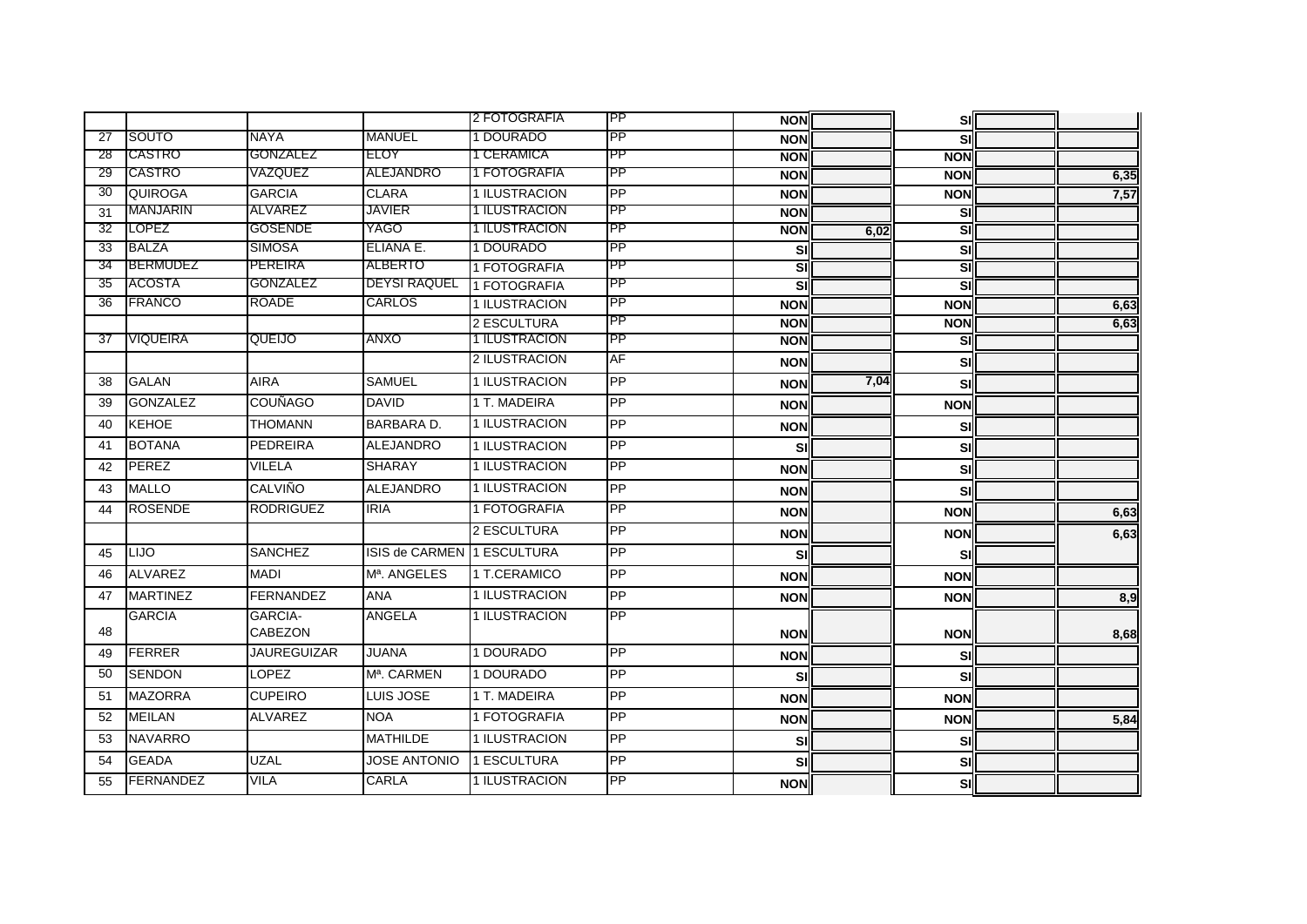| | | | | | | | | | | |
|---|---|---|---|---|---|---|---|---|---|---|
| | | | | 2 FOTOGRAFIA | PP | NON | | SI | | |
| 27 | SOUTO | NAYA | MANUEL | 1 DOURADO | PP | NON | | SI | | |
| 28 | CASTRO | GONZALEZ | ELOY | 1 CERAMICA | PP | NON | | NON | | |
| 29 | CASTRO | VAZQUEZ | ALEJANDRO | 1 FOTOGRAFIA | PP | NON | | NON | | 6,35 |
| 30 | QUIROGA | GARCIA | CLARA | 1 ILUSTRACION | PP | NON | | NON | | 7,57 |
| 31 | MANJARIN | ALVAREZ | JAVIER | 1 ILUSTRACION | PP | NON | | SI | | |
| 32 | LOPEZ | GOSENDE | YAGO | 1 ILUSTRACION | PP | NON | 6,02 | SI | | |
| 33 | BALZA | SIMOSA | ELIANA E. | 1 DOURADO | PP | SI | | SI | | |
| 34 | BERMUDEZ | PEREIRA | ALBERTO | 1 FOTOGRAFIA | PP | SI | | SI | | |
| 35 | ACOSTA | GONZALEZ | DEYSI RAQUEL | 1 FOTOGRAFIA | PP | SI | | SI | | |
| 36 | FRANCO | ROADE | CARLOS | 1 ILUSTRACION | PP | NON | | NON | | 6,63 |
| | | | | 2 ESCULTURA | PP | NON | | NON | | 6,63 |
| 37 | VIQUEIRA | QUEIJO | ANXO | 1 ILUSTRACION | PP | NON | | SI | | |
| | | | | 2 ILUSTRACION | AF | NON | | SI | | |
| 38 | GALAN | AIRA | SAMUEL | 1 ILUSTRACION | PP | NON | 7,04 | SI | | |
| 39 | GONZALEZ | COUÑAGO | DAVID | 1 T. MADEIRA | PP | NON | | NON | | |
| 40 | KEHOE | THOMANN | BARBARA D. | 1 ILUSTRACION | PP | NON | | SI | | |
| 41 | BOTANA | PEDREIRA | ALEJANDRO | 1 ILUSTRACION | PP | SI | | SI | | |
| 42 | PEREZ | VILELA | SHARAY | 1 ILUSTRACION | PP | NON | | SI | | |
| 43 | MALLO | CALVIÑO | ALEJANDRO | 1 ILUSTRACION | PP | NON | | SI | | |
| 44 | ROSENDE | RODRIGUEZ | IRIA | 1 FOTOGRAFIA | PP | NON | | NON | | 6,63 |
| | | | | 2 ESCULTURA | PP | NON | | NON | | 6,63 |
| 45 | LIJO | SANCHEZ | ISIS de CARMEN | 1 ESCULTURA | PP | SI | | SI | | |
| 46 | ALVAREZ | MADI | Mª. ANGELES | 1 T.CERAMICO | PP | NON | | NON | | |
| 47 | MARTINEZ | FERNANDEZ | ANA | 1 ILUSTRACION | PP | NON | | NON | | 8,9 |
| 48 | GARCIA | GARCIA-CABEZON | ANGELA | 1 ILUSTRACION | PP | NON | | NON | | 8,68 |
| 49 | FERRER | JAUREGUIZAR | JUANA | 1 DOURADO | PP | NON | | SI | | |
| 50 | SENDON | LOPEZ | Mª. CARMEN | 1 DOURADO | PP | SI | | SI | | |
| 51 | MAZORRA | CUPEIRO | LUIS JOSE | 1 T. MADEIRA | PP | NON | | NON | | |
| 52 | MEILAN | ALVAREZ | NOA | 1 FOTOGRAFIA | PP | NON | | NON | | 5,84 |
| 53 | NAVARRO | | MATHILDE | 1 ILUSTRACION | PP | SI | | SI | | |
| 54 | GEADA | UZAL | JOSE ANTONIO | 1 ESCULTURA | PP | SI | | SI | | |
| 55 | FERNANDEZ | VILA | CARLA | 1 ILUSTRACION | PP | NON | | SI | | |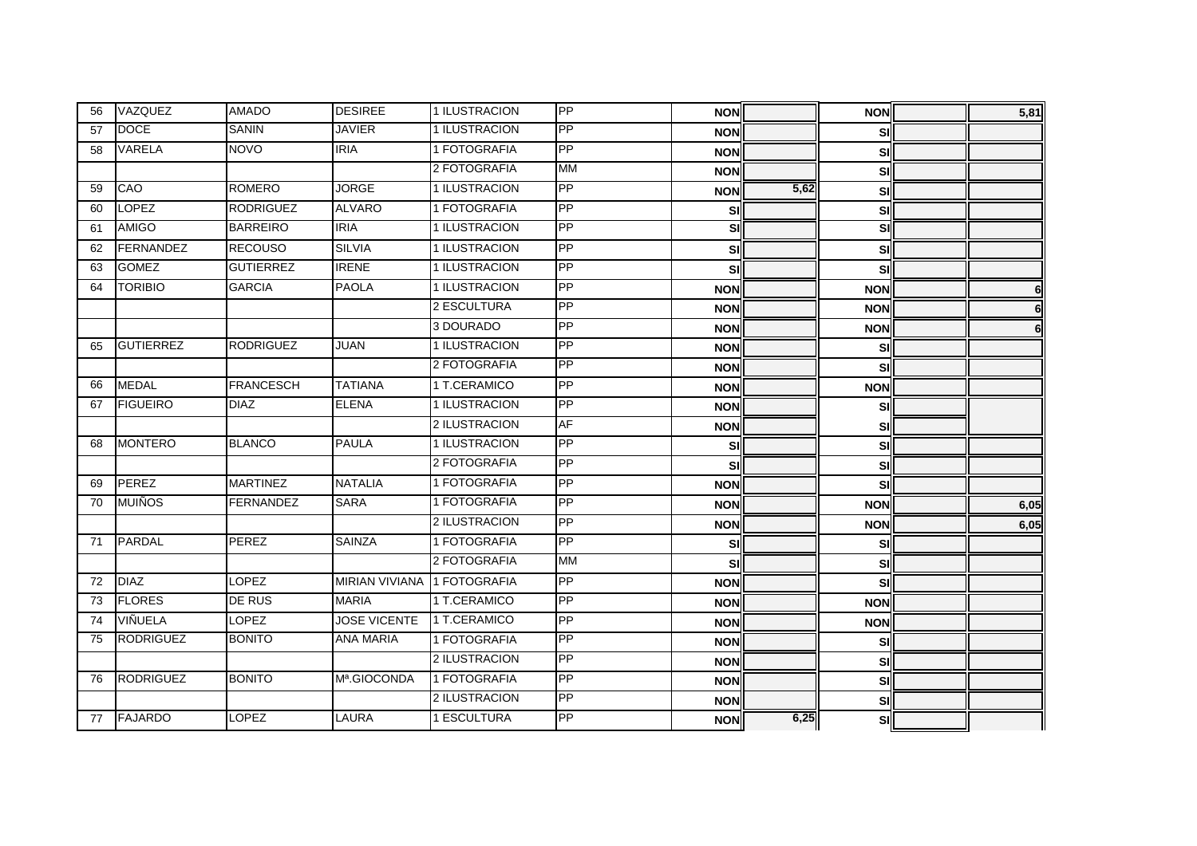| | | | | | | | | | | |
|---|---|---|---|---|---|---|---|---|---|---|
| 56 | VAZQUEZ | AMADO | DESIREE | 1 ILUSTRACION | PP | NON | | NON | | 5,81 |
| 57 | DOCE | SANIN | JAVIER | 1 ILUSTRACION | PP | NON | | SI | | |
| 58 | VARELA | NOVO | IRIA | 1 FOTOGRAFIA | PP | NON | | SI | | |
| | | | | 2 FOTOGRAFIA | MM | NON | | SI | | |
| 59 | CAO | ROMERO | JORGE | 1 ILUSTRACION | PP | NON | 5,62 | SI | | |
| 60 | LOPEZ | RODRIGUEZ | ALVARO | 1 FOTOGRAFIA | PP | SI | | SI | | |
| 61 | AMIGO | BARREIRO | IRIA | 1 ILUSTRACION | PP | SI | | SI | | |
| 62 | FERNANDEZ | RECOUSO | SILVIA | 1 ILUSTRACION | PP | SI | | SI | | |
| 63 | GOMEZ | GUTIERREZ | IRENE | 1 ILUSTRACION | PP | SI | | SI | | |
| 64 | TORIBIO | GARCIA | PAOLA | 1 ILUSTRACION | PP | NON | | NON | | 6 |
| | | | | 2 ESCULTURA | PP | NON | | NON | | 6 |
| | | | | 3 DOURADO | PP | NON | | NON | | 6 |
| 65 | GUTIERREZ | RODRIGUEZ | JUAN | 1 ILUSTRACION | PP | NON | | SI | | |
| | | | | 2 FOTOGRAFIA | PP | NON | | SI | | |
| 66 | MEDAL | FRANCESCH | TATIANA | 1 T.CERAMICO | PP | NON | | NON | | |
| 67 | FIGUEIRO | DIAZ | ELENA | 1 ILUSTRACION | PP | NON | | SI | | |
| | | | | 2 ILUSTRACION | AF | NON | | SI | | |
| 68 | MONTERO | BLANCO | PAULA | 1 ILUSTRACION | PP | SI | | SI | | |
| | | | | 2 FOTOGRAFIA | PP | SI | | SI | | |
| 69 | PEREZ | MARTINEZ | NATALIA | 1 FOTOGRAFIA | PP | NON | | SI | | |
| 70 | MUÑOS | FERNANDEZ | SARA | 1 FOTOGRAFIA | PP | NON | | NON | | 6,05 |
| | | | | 2 ILUSTRACION | PP | NON | | NON | | 6,05 |
| 71 | PARDAL | PEREZ | SAINZA | 1 FOTOGRAFIA | PP | SI | | SI | | |
| | | | | 2 FOTOGRAFIA | MM | SI | | SI | | |
| 72 | DIAZ | LOPEZ | MIRIAN VIVIANA | 1 FOTOGRAFIA | PP | NON | | SI | | |
| 73 | FLORES | DE RUS | MARIA | 1 T.CERAMICO | PP | NON | | NON | | |
| 74 | VIÑUELA | LOPEZ | JOSE VICENTE | 1 T.CERAMICO | PP | NON | | NON | | |
| 75 | RODRIGUEZ | BONITO | ANA MARIA | 1 FOTOGRAFIA | PP | NON | | SI | | |
| | | | | 2 ILUSTRACION | PP | NON | | SI | | |
| 76 | RODRIGUEZ | BONITO | Mª.GIOCONDA | 1 FOTOGRAFIA | PP | NON | | SI | | |
| | | | | 2 ILUSTRACION | PP | NON | | SI | | |
| 77 | FAJARDO | LOPEZ | LAURA | 1 ESCULTURA | PP | NON | 6,25 | SI | | |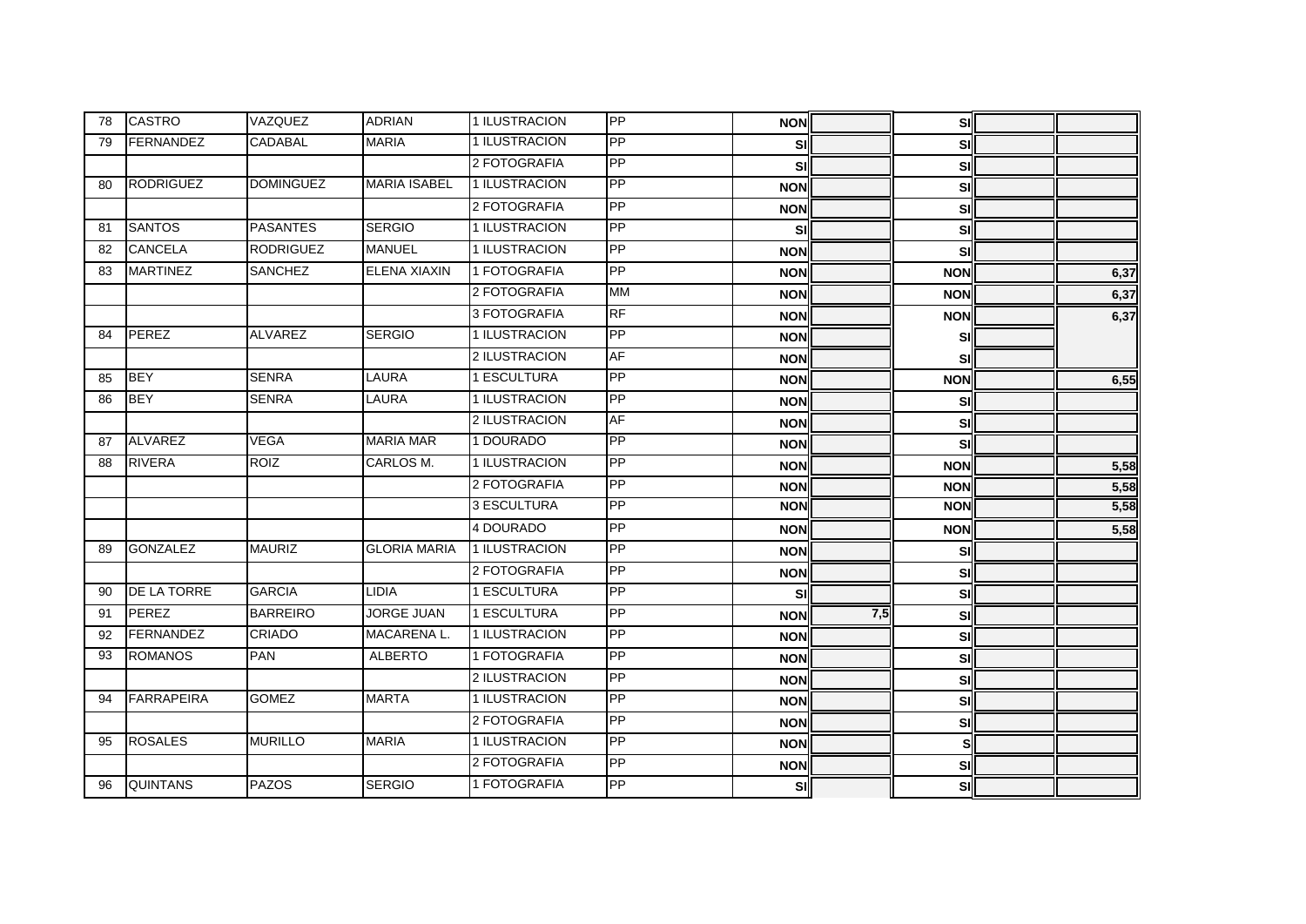| | | | | | | | | | | |
|---|---|---|---|---|---|---|---|---|---|---|
| 78 | CASTRO | VAZQUEZ | ADRIAN | 1 ILUSTRACION | PP | NON | | SI | | |
| 79 | FERNANDEZ | CADABAL | MARIA | 1 ILUSTRACION | PP | SI | | SI | | |
| | | | | 2 FOTOGRAFIA | PP | SI | | SI | | |
| 80 | RODRIGUEZ | DOMINGUEZ | MARIA ISABEL | 1 ILUSTRACION | PP | NON | | SI | | |
| | | | | 2 FOTOGRAFIA | PP | NON | | SI | | |
| 81 | SANTOS | PASANTES | SERGIO | 1 ILUSTRACION | PP | SI | | SI | | |
| 82 | CANCELA | RODRIGUEZ | MANUEL | 1 ILUSTRACION | PP | NON | | SI | | |
| 83 | MARTINEZ | SANCHEZ | ELENA XIAXIN | 1 FOTOGRAFIA | PP | NON | | NON | | 6,37 |
| | | | | 2 FOTOGRAFIA | MM | NON | | NON | | 6,37 |
| | | | | 3 FOTOGRAFIA | RF | NON | | NON | | 6,37 |
| 84 | PEREZ | ALVAREZ | SERGIO | 1 ILUSTRACION | PP | NON | | SI | | |
| | | | | 2 ILUSTRACION | AF | NON | | SI | | |
| 85 | BEY | SENRA | LAURA | 1 ESCULTURA | PP | NON | | NON | | 6,55 |
| 86 | BEY | SENRA | LAURA | 1 ILUSTRACION | PP | NON | | SI | | |
| | | | | 2 ILUSTRACION | AF | NON | | SI | | |
| 87 | ALVAREZ | VEGA | MARIA MAR | 1 DOURADO | PP | NON | | SI | | |
| 88 | RIVERA | ROIZ | CARLOS M. | 1 ILUSTRACION | PP | NON | | NON | | 5,58 |
| | | | | 2 FOTOGRAFIA | PP | NON | | NON | | 5,58 |
| | | | | 3 ESCULTURA | PP | NON | | NON | | 5,58 |
| | | | | 4 DOURADO | PP | NON | | NON | | 5,58 |
| 89 | GONZALEZ | MAURIZ | GLORIA MARIA | 1 ILUSTRACION | PP | NON | | SI | | |
| | | | | 2 FOTOGRAFIA | PP | NON | | SI | | |
| 90 | DE LA TORRE | GARCIA | LIDIA | 1 ESCULTURA | PP | SI | | SI | | |
| 91 | PEREZ | BARREIRO | JORGE JUAN | 1 ESCULTURA | PP | NON | 7,5 | SI | | |
| 92 | FERNANDEZ | CRIADO | MACARENA L. | 1 ILUSTRACION | PP | NON | | SI | | |
| 93 | ROMANOS | PAN | ALBERTO | 1 FOTOGRAFIA | PP | NON | | SI | | |
| | | | | 2 ILUSTRACION | PP | NON | | SI | | |
| 94 | FARRAPEIRA | GOMEZ | MARTA | 1 ILUSTRACION | PP | NON | | SI | | |
| | | | | 2 FOTOGRAFIA | PP | NON | | SI | | |
| 95 | ROSALES | MURILLO | MARIA | 1 ILUSTRACION | PP | NON | | S | | |
| | | | | 2 FOTOGRAFIA | PP | NON | | SI | | |
| 96 | QUINTANS | PAZOS | SERGIO | 1 FOTOGRAFIA | PP | SI | | SI | | |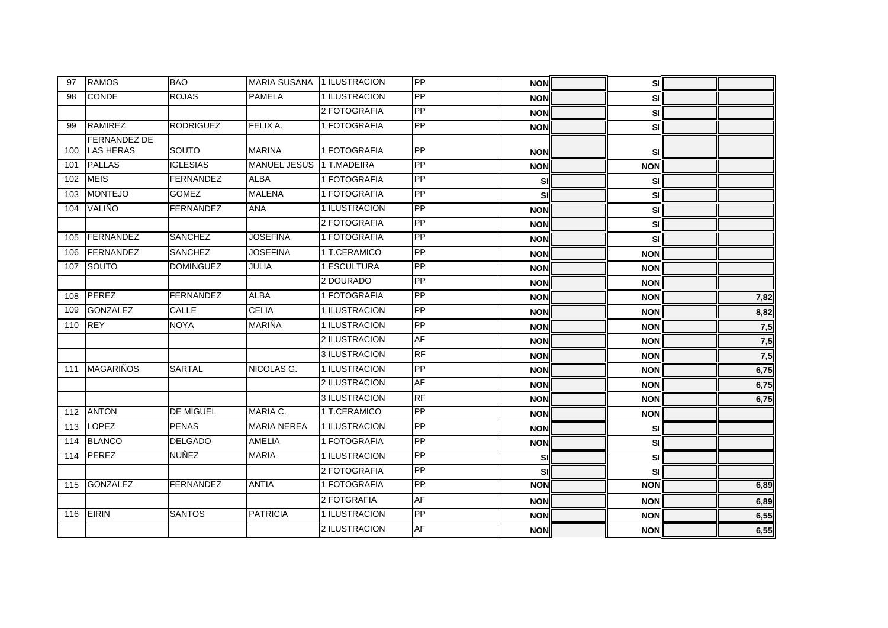| | | | | | | | | | | |
|---|---|---|---|---|---|---|---|---|---|---|
| 97 | RAMOS | BAO | MARIA SUSANA | 1 ILUSTRACION | PP | NON | | SI | | |
| 98 | CONDE | ROJAS | PAMELA | 1 ILUSTRACION | PP | NON | | SI | | |
| | | | | 2 FOTOGRAFIA | PP | NON | | SI | | |
| 99 | RAMIREZ | RODRIGUEZ | FELIX A. | 1 FOTOGRAFIA | PP | NON | | SI | | |
| 100 | FERNANDEZ DE LAS HERAS | SOUTO | MARINA | 1 FOTOGRAFIA | PP | NON | | SI | | |
| 101 | PALLAS | IGLESIAS | MANUEL JESUS | 1 T.MADEIRA | PP | NON | | NON | | |
| 102 | MEIS | FERNANDEZ | ALBA | 1 FOTOGRAFIA | PP | SI | | SI | | |
| 103 | MONTEJO | GOMEZ | MALENA | 1 FOTOGRAFIA | PP | SI | | SI | | |
| 104 | VALIÑO | FERNANDEZ | ANA | 1 ILUSTRACION | PP | NON | | SI | | |
| | | | | 2 FOTOGRAFIA | PP | NON | | SI | | |
| 105 | FERNANDEZ | SANCHEZ | JOSEFINA | 1 FOTOGRAFIA | PP | NON | | SI | | |
| 106 | FERNANDEZ | SANCHEZ | JOSEFINA | 1 T.CERAMICO | PP | NON | | NON | | |
| 107 | SOUTO | DOMINGUEZ | JULIA | 1 ESCULTURA | PP | NON | | NON | | |
| | | | | 2 DOURADO | PP | NON | | NON | | |
| 108 | PEREZ | FERNANDEZ | ALBA | 1 FOTOGRAFIA | PP | NON | | NON | | 7,82 |
| 109 | GONZALEZ | CALLE | CELIA | 1 ILUSTRACION | PP | NON | | NON | | 8,82 |
| 110 | REY | NOYA | MARIÑA | 1 ILUSTRACION | PP | NON | | NON | | 7,5 |
| | | | | 2 ILUSTRACION | AF | NON | | NON | | 7,5 |
| | | | | 3 ILUSTRACION | RF | NON | | NON | | 7,5 |
| 111 | MAGARIÑOS | SARTAL | NICOLAS G. | 1 ILUSTRACION | PP | NON | | NON | | 6,75 |
| | | | | 2 ILUSTRACION | AF | NON | | NON | | 6,75 |
| | | | | 3 ILUSTRACION | RF | NON | | NON | | 6,75 |
| 112 | ANTON | DE MIGUEL | MARIA C. | 1 T.CERAMICO | PP | NON | | NON | | |
| 113 | LOPEZ | PENAS | MARIA NEREA | 1 ILUSTRACION | PP | NON | | SI | | |
| 114 | BLANCO | DELGADO | AMELIA | 1 FOTOGRAFIA | PP | NON | | SI | | |
| 114 | PEREZ | NUÑEZ | MARIA | 1 ILUSTRACION | PP | SI | | SI | | |
| | | | | 2 FOTOGRAFIA | PP | SI | | SI | | |
| 115 | GONZALEZ | FERNANDEZ | ANTIA | 1 FOTOGRAFIA | PP | NON | | NON | | 6,89 |
| | | | | 2 FOTGRAFIA | AF | NON | | NON | | 6,89 |
| 116 | EIRIN | SANTOS | PATRICIA | 1 ILUSTRACION | PP | NON | | NON | | 6,55 |
| | | | | 2 ILUSTRACION | AF | NON | | NON | | 6,55 |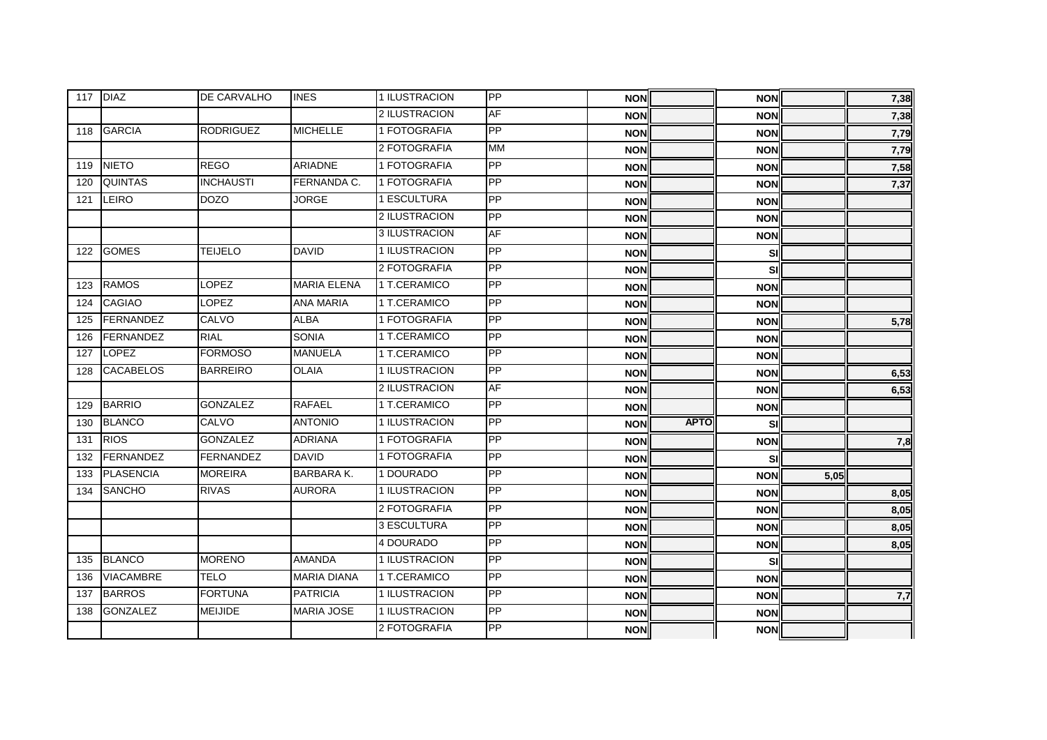|  |  |  |  |  |  |  |  |  |  |  |
|---|---|---|---|---|---|---|---|---|---|---|
| 117 | DIAZ | DE CARVALHO | INES | 1 ILUSTRACION | PP | NON |  | NON |  | 7,38 |
|  |  |  |  | 2 ILUSTRACION | AF | NON |  | NON |  | 7,38 |
| 118 | GARCIA | RODRIGUEZ | MICHELLE | 1 FOTOGRAFIA | PP | NON |  | NON |  | 7,79 |
|  |  |  |  | 2 FOTOGRAFIA | MM | NON |  | NON |  | 7,79 |
| 119 | NIETO | REGO | ARIADNE | 1 FOTOGRAFIA | PP | NON |  | NON |  | 7,58 |
| 120 | QUINTAS | INCHAUSTI | FERNANDA C. | 1 FOTOGRAFIA | PP | NON |  | NON |  | 7,37 |
| 121 | LEIRO | DOZO | JORGE | 1 ESCULTURA | PP | NON |  | NON |  |  |
|  |  |  |  | 2 ILUSTRACION | PP | NON |  | NON |  |  |
|  |  |  |  | 3 ILUSTRACION | AF | NON |  | NON |  |  |
| 122 | GOMES | TEIJELO | DAVID | 1 ILUSTRACION | PP | NON |  | SI |  |  |
|  |  |  |  | 2 FOTOGRAFIA | PP | NON |  | SI |  |  |
| 123 | RAMOS | LOPEZ | MARIA ELENA | 1 T.CERAMICO | PP | NON |  | NON |  |  |
| 124 | CAGIAO | LOPEZ | ANA MARIA | 1 T.CERAMICO | PP | NON |  | NON |  |  |
| 125 | FERNANDEZ | CALVO | ALBA | 1 FOTOGRAFIA | PP | NON |  | NON |  | 5,78 |
| 126 | FERNANDEZ | RIAL | SONIA | 1 T.CERAMICO | PP | NON |  | NON |  |  |
| 127 | LOPEZ | FORMOSO | MANUELA | 1 T.CERAMICO | PP | NON |  | NON |  |  |
| 128 | CACABELOS | BARREIRO | OLAIA | 1 ILUSTRACION | PP | NON |  | NON |  | 6,53 |
|  |  |  |  | 2 ILUSTRACION | AF | NON |  | NON |  | 6,53 |
| 129 | BARRIO | GONZALEZ | RAFAEL | 1 T.CERAMICO | PP | NON |  | NON |  |  |
| 130 | BLANCO | CALVO | ANTONIO | 1 ILUSTRACION | PP | NON | APTO | SI |  |  |
| 131 | RIOS | GONZALEZ | ADRIANA | 1 FOTOGRAFIA | PP | NON |  | NON |  | 7,8 |
| 132 | FERNANDEZ | FERNANDEZ | DAVID | 1 FOTOGRAFIA | PP | NON |  | SI |  |  |
| 133 | PLASENCIA | MOREIRA | BARBARA K. | 1 DOURADO | PP | NON |  | NON | 5,05 |  |
| 134 | SANCHO | RIVAS | AURORA | 1 ILUSTRACION | PP | NON |  | NON |  | 8,05 |
|  |  |  |  | 2 FOTOGRAFIA | PP | NON |  | NON |  | 8,05 |
|  |  |  |  | 3 ESCULTURA | PP | NON |  | NON |  | 8,05 |
|  |  |  |  | 4 DOURADO | PP | NON |  | NON |  | 8,05 |
| 135 | BLANCO | MORENO | AMANDA | 1 ILUSTRACION | PP | NON |  | SI |  |  |
| 136 | VIACAMBRE | TELO | MARIA DIANA | 1 T.CERAMICO | PP | NON |  | NON |  |  |
| 137 | BARROS | FORTUNA | PATRICIA | 1 ILUSTRACION | PP | NON |  | NON |  | 7,7 |
| 138 | GONZALEZ | MEIJIDE | MARIA JOSE | 1 ILUSTRACION | PP | NON |  | NON |  |  |
|  |  |  |  | 2 FOTOGRAFIA | PP | NON |  | NON |  |  |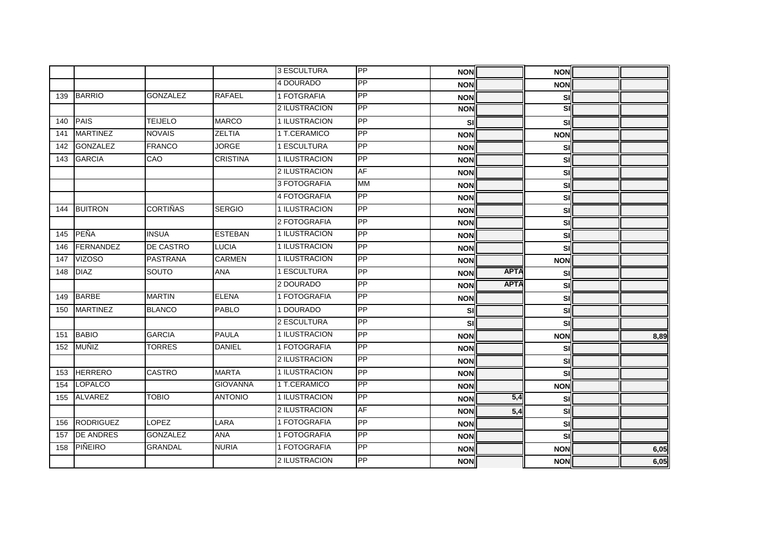| | | | | | | | | | | |
|---|---|---|---|---|---|---|---|---|---|---|
| | | | | 3 ESCULTURA | PP | NON | | NON | | |
| | | | | 4 DOURADO | PP | NON | | NON | | |
| 139 | BARRIO | GONZALEZ | RAFAEL | 1 FOTGRAFIA | PP | NON | | SI | | |
| | | | | 2 ILUSTRACION | PP | NON | | SI | | |
| 140 | PAIS | TEIJELO | MARCO | 1 ILUSTRACION | PP | SI | | SI | | |
| 141 | MARTINEZ | NOVAIS | ZELTIA | 1 T.CERAMICO | PP | NON | | NON | | |
| 142 | GONZALEZ | FRANCO | JORGE | 1 ESCULTURA | PP | NON | | SI | | |
| 143 | GARCIA | CAO | CRISTINA | 1 ILUSTRACION | PP | NON | | SI | | |
| | | | | 2 ILUSTRACION | AF | NON | | SI | | |
| | | | | 3 FOTOGRAFIA | MM | NON | | SI | | |
| | | | | 4 FOTOGRAFIA | PP | NON | | SI | | |
| 144 | BUITRON | CORTIÑAS | SERGIO | 1 ILUSTRACION | PP | NON | | SI | | |
| | | | | 2 FOTOGRAFIA | PP | NON | | SI | | |
| 145 | PEÑA | INSUA | ESTEBAN | 1 ILUSTRACION | PP | NON | | SI | | |
| 146 | FERNANDEZ | DE CASTRO | LUCIA | 1 ILUSTRACION | PP | NON | | SI | | |
| 147 | VIZOSO | PASTRANA | CARMEN | 1 ILUSTRACION | PP | NON | | NON | | |
| 148 | DIAZ | SOUTO | ANA | 1 ESCULTURA | PP | NON | APTA | SI | | |
| | | | | 2 DOURADO | PP | NON | APTA | SI | | |
| 149 | BARBE | MARTIN | ELENA | 1 FOTOGRAFIA | PP | NON | | SI | | |
| 150 | MARTINEZ | BLANCO | PABLO | 1 DOURADO | PP | SI | | SI | | |
| | | | | 2 ESCULTURA | PP | SI | | SI | | |
| 151 | BABIO | GARCIA | PAULA | 1 ILUSTRACION | PP | NON | | NON | | 8,89 |
| 152 | MUÑIZ | TORRES | DANIEL | 1 FOTOGRAFIA | PP | NON | | SI | | |
| | | | | 2 ILUSTRACION | PP | NON | | SI | | |
| 153 | HERRERO | CASTRO | MARTA | 1 ILUSTRACION | PP | NON | | SI | | |
| 154 | LOPALCO | | GIOVANNA | 1 T.CERAMICO | PP | NON | | NON | | |
| 155 | ALVAREZ | TOBIO | ANTONIO | 1 ILUSTRACION | PP | NON | 5,4 | SI | | |
| | | | | 2 ILUSTRACION | AF | NON | 5,4 | SI | | |
| 156 | RODRIGUEZ | LOPEZ | LARA | 1 FOTOGRAFIA | PP | NON | | SI | | |
| 157 | DE ANDRES | GONZALEZ | ANA | 1 FOTOGRAFIA | PP | NON | | SI | | |
| 158 | PIÑEIRO | GRANDAL | NURIA | 1 FOTOGRAFIA | PP | NON | | NON | | 6,05 |
| | | | | 2 ILUSTRACION | PP | NON | | NON | | 6,05 |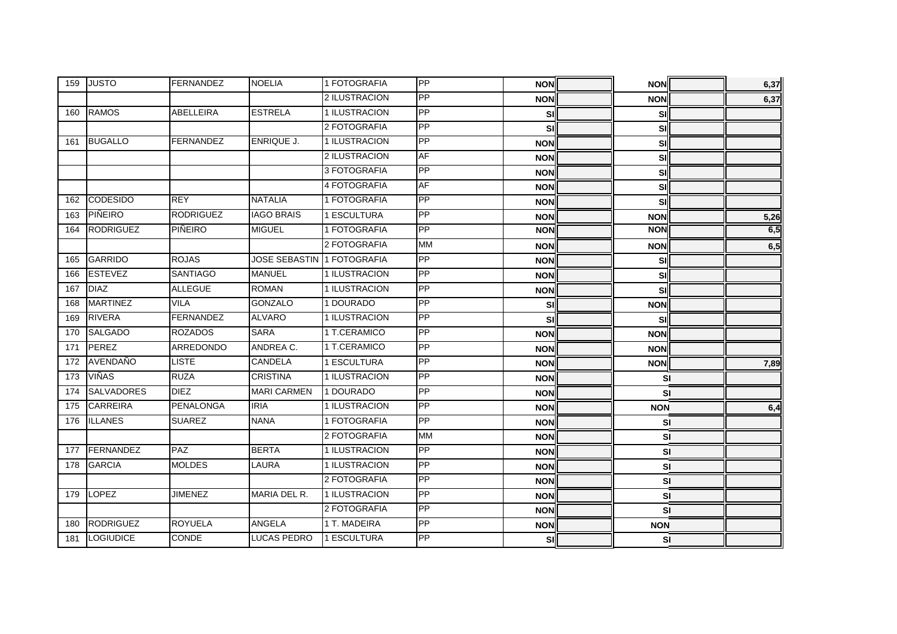| | | | | | | | | | | |
|---|---|---|---|---|---|---|---|---|---|---|
| 159 | JUSTO | FERNANDEZ | NOELIA | 1 FOTOGRAFIA | PP | **NON** | | **NON** | | **6,37** |
| | | | | 2 ILUSTRACION | PP | **NON** | | **NON** | | **6,37** |
| 160 | RAMOS | ABELLEIRA | ESTRELA | 1 ILUSTRACION | PP | **SI** | | **SI** | | |
| | | | | 2 FOTOGRAFIA | PP | **SI** | | **SI** | | |
| 161 | BUGALLO | FERNANDEZ | ENRIQUE J. | 1 ILUSTRACION | PP | **NON** | | **SI** | | |
| | | | | 2 ILUSTRACION | AF | **NON** | | **SI** | | |
| | | | | 3 FOTOGRAFIA | PP | **NON** | | **SI** | | |
| | | | | 4 FOTOGRAFIA | AF | **NON** | | **SI** | | |
| 162 | CODESIDO | REY | NATALIA | 1 FOTOGRAFIA | PP | **NON** | | **SI** | | |
| 163 | PIÑEIRO | RODRIGUEZ | IAGO BRAIS | 1 ESCULTURA | PP | **NON** | | **NON** | | **5,26** |
| 164 | RODRIGUEZ | PIÑEIRO | MIGUEL | 1 FOTOGRAFIA | PP | **NON** | | **NON** | | **6,5** |
| | | | | 2 FOTOGRAFIA | MM | **NON** | | **NON** | | **6,5** |
| 165 | GARRIDO | ROJAS | JOSE SEBASTIN | 1 FOTOGRAFIA | PP | **NON** | | **SI** | | |
| 166 | ESTEVEZ | SANTIAGO | MANUEL | 1 ILUSTRACION | PP | **NON** | | **SI** | | |
| 167 | DIAZ | ALLEGUE | ROMAN | 1 ILUSTRACION | PP | **NON** | | **SI** | | |
| 168 | MARTINEZ | VILA | GONZALO | 1 DOURADO | PP | **SI** | | **NON** | | |
| 169 | RIVERA | FERNANDEZ | ALVARO | 1 ILUSTRACION | PP | **SI** | | **SI** | | |
| 170 | SALGADO | ROZADOS | SARA | 1 T.CERAMICO | PP | **NON** | | **NON** | | |
| 171 | PEREZ | ARREDONDO | ANDREA C. | 1 T.CERAMICO | PP | **NON** | | **NON** | | |
| 172 | AVENDAÑO | LISTE | CANDELA | 1 ESCULTURA | PP | **NON** | | **NON** | | **7,89** |
| 173 | VIÑAS | RUZA | CRISTINA | 1 ILUSTRACION | PP | **NON** | | **SI** | | |
| 174 | SALVADORES | DIEZ | MARI CARMEN | 1 DOURADO | PP | **NON** | | **SI** | | |
| 175 | CARREIRA | PENALONGA | IRIA | 1 ILUSTRACION | PP | **NON** | | **NON** | | **6,4** |
| 176 | ILLANES | SUAREZ | NANA | 1 FOTOGRAFIA | PP | **NON** | | **SI** | | |
| | | | | 2 FOTOGRAFIA | MM | **NON** | | **SI** | | |
| 177 | FERNANDEZ | PAZ | BERTA | 1 ILUSTRACION | PP | **NON** | | **SI** | | |
| 178 | GARCIA | MOLDES | LAURA | 1 ILUSTRACION | PP | **NON** | | **SI** | | |
| | | | | 2 FOTOGRAFIA | PP | **NON** | | **SI** | | |
| 179 | LOPEZ | JIMENEZ | MARIA DEL R. | 1 ILUSTRACION | PP | **NON** | | **SI** | | |
| | | | | 2 FOTOGRAFIA | PP | **NON** | | **SI** | | |
| 180 | RODRIGUEZ | ROYUELA | ANGELA | 1 T. MADEIRA | PP | **NON** | | **NON** | | |
| 181 | LOGIUDICE | CONDE | LUCAS PEDRO | 1 ESCULTURA | PP | **SI** | | **SI** | | |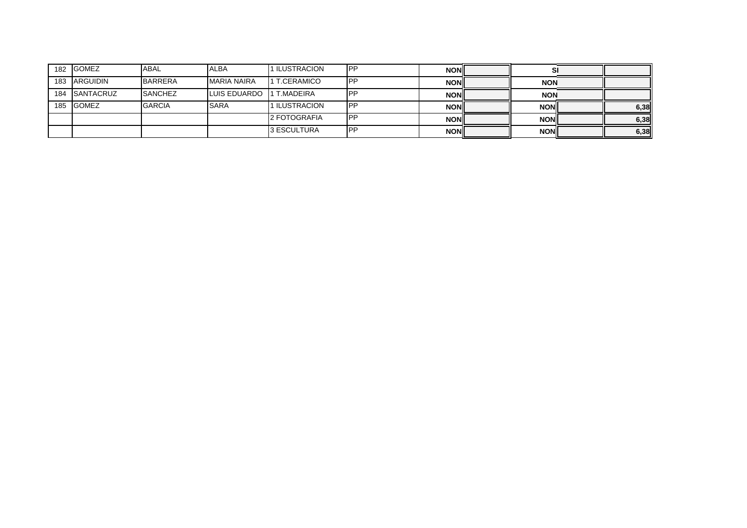| | | | | | | | | | | |
|---|---|---|---|---|---|---|---|---|---|---|
| 182 | GOMEZ | ABAL | ALBA | 1 ILUSTRACION | PP | NON | | SI | | |
| 183 | ARGUIDIN | BARRERA | MARIA NAIRA | 1 T.CERAMICO | PP | NON | | NON | | |
| 184 | SANTACRUZ | SANCHEZ | LUIS EDUARDO | 1 T.MADEIRA | PP | NON | | NON | | |
| 185 | GOMEZ | GARCIA | SARA | 1 ILUSTRACION | PP | NON | | NON | | 6,38 |
| | | | | 2 FOTOGRAFIA | PP | NON | | NON | | 6,38 |
| | | | | 3 ESCULTURA | PP | NON | | NON | | 6,38 |